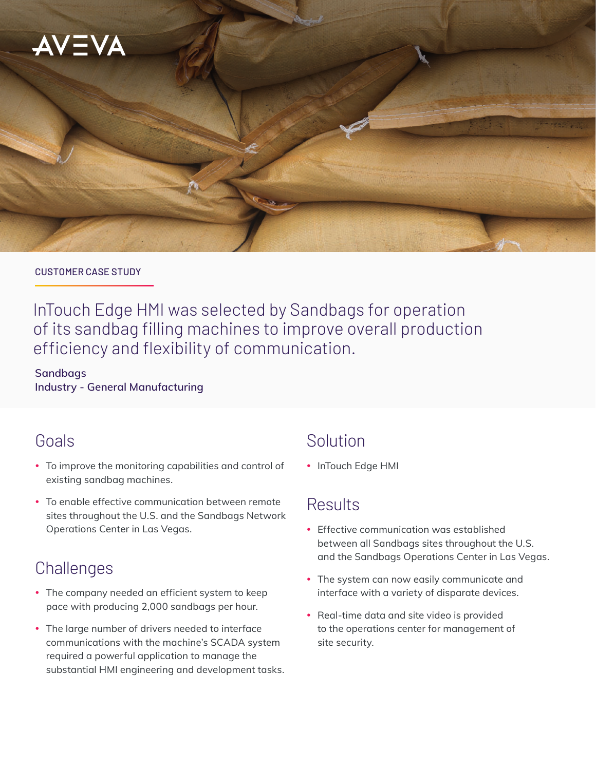AVEVA

CUSTOMER CASE STUDY

# InTouch Edge HMI was selected by Sandbags for operation of its sandbag filling machines to improve overall production efficiency and flexibility of communication.

**Sandbags**
**Industry - General Manufacturing**

## Goals

- To improve the monitoring capabilities and control of existing sandbag machines.
- To enable effective communication between remote sites throughout the U.S. and the Sandbags Network Operations Center in Las Vegas.

## Challenges

- The company needed an efficient system to keep pace with producing 2,000 sandbags per hour.
- The large number of drivers needed to interface communications with the machine's SCADA system required a powerful application to manage the substantial HMI engineering and development tasks.

## Solution

- InTouch Edge HMI

## Results

- Effective communication was established between all Sandbags sites throughout the U.S. and the Sandbags Operations Center in Las Vegas.
- The system can now easily communicate and interface with a variety of disparate devices.
- Real-time data and site video is provided to the operations center for management of site security.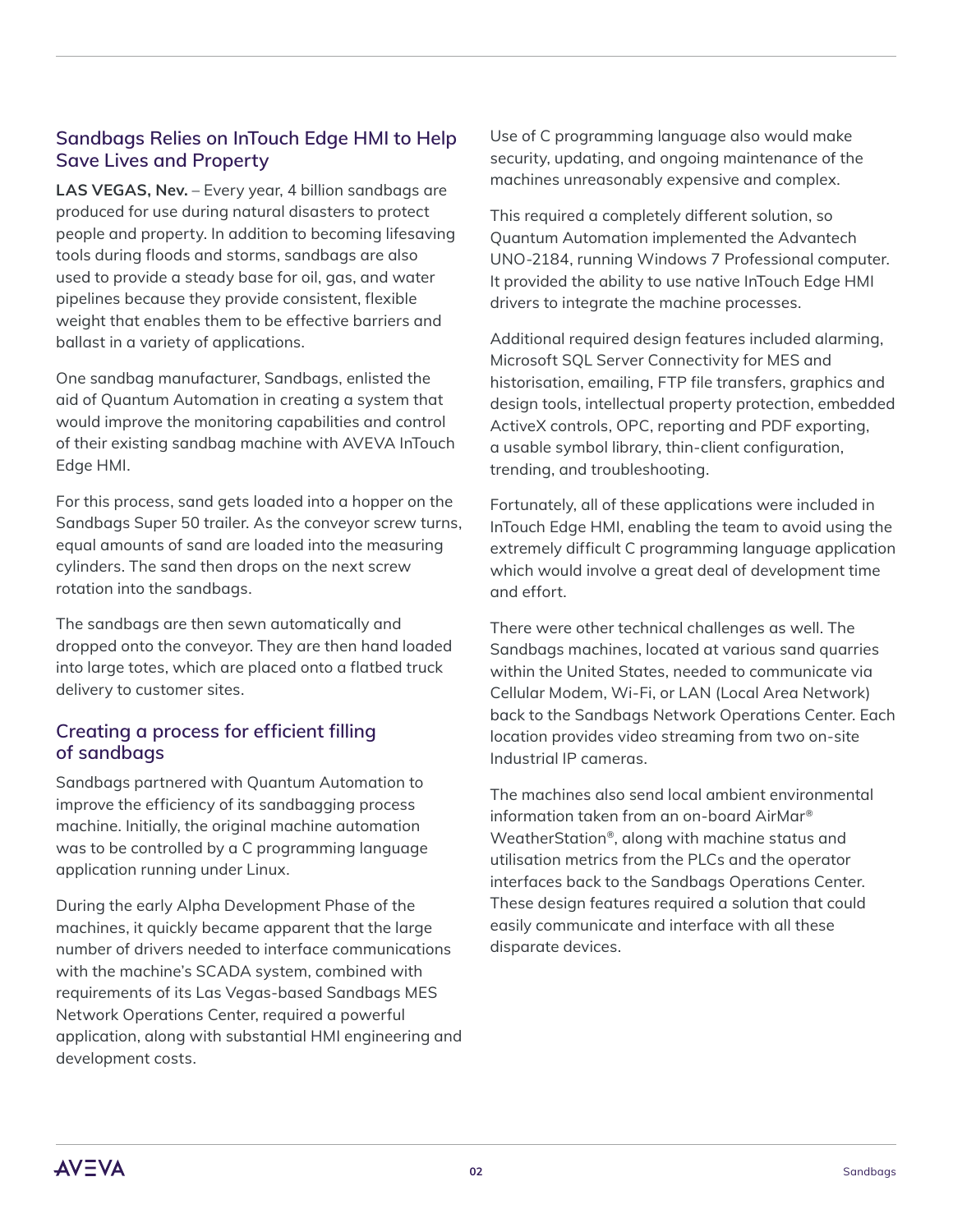## Sandbags Relies on InTouch Edge HMI to Help Save Lives and Property

**LAS VEGAS, Nev.** – Every year, 4 billion sandbags are produced for use during natural disasters to protect people and property. In addition to becoming lifesaving tools during floods and storms, sandbags are also used to provide a steady base for oil, gas, and water pipelines because they provide consistent, flexible weight that enables them to be effective barriers and ballast in a variety of applications.

One sandbag manufacturer, Sandbags, enlisted the aid of Quantum Automation in creating a system that would improve the monitoring capabilities and control of their existing sandbag machine with AVEVA InTouch Edge HMI.

For this process, sand gets loaded into a hopper on the Sandbags Super 50 trailer. As the conveyor screw turns, equal amounts of sand are loaded into the measuring cylinders. The sand then drops on the next screw rotation into the sandbags.

The sandbags are then sewn automatically and dropped onto the conveyor. They are then hand loaded into large totes, which are placed onto a flatbed truck delivery to customer sites.

## Creating a process for efficient filling of sandbags

Sandbags partnered with Quantum Automation to improve the efficiency of its sandbagging process machine. Initially, the original machine automation was to be controlled by a C programming language application running under Linux.

During the early Alpha Development Phase of the machines, it quickly became apparent that the large number of drivers needed to interface communications with the machine's SCADA system, combined with requirements of its Las Vegas-based Sandbags MES Network Operations Center, required a powerful application, along with substantial HMI engineering and development costs.

Use of C programming language also would make security, updating, and ongoing maintenance of the machines unreasonably expensive and complex.

This required a completely different solution, so Quantum Automation implemented the Advantech UNO-2184, running Windows 7 Professional computer. It provided the ability to use native InTouch Edge HMI drivers to integrate the machine processes.

Additional required design features included alarming, Microsoft SQL Server Connectivity for MES and historisation, emailing, FTP file transfers, graphics and design tools, intellectual property protection, embedded ActiveX controls, OPC, reporting and PDF exporting, a usable symbol library, thin-client configuration, trending, and troubleshooting.

Fortunately, all of these applications were included in InTouch Edge HMI, enabling the team to avoid using the extremely difficult C programming language application which would involve a great deal of development time and effort.

There were other technical challenges as well. The Sandbags machines, located at various sand quarries within the United States, needed to communicate via Cellular Modem, Wi-Fi, or LAN (Local Area Network) back to the Sandbags Network Operations Center. Each location provides video streaming from two on-site Industrial IP cameras.

The machines also send local ambient environmental information taken from an on-board AirMar® WeatherStation®, along with machine status and utilisation metrics from the PLCs and the operator interfaces back to the Sandbags Operations Center. These design features required a solution that could easily communicate and interface with all these disparate devices.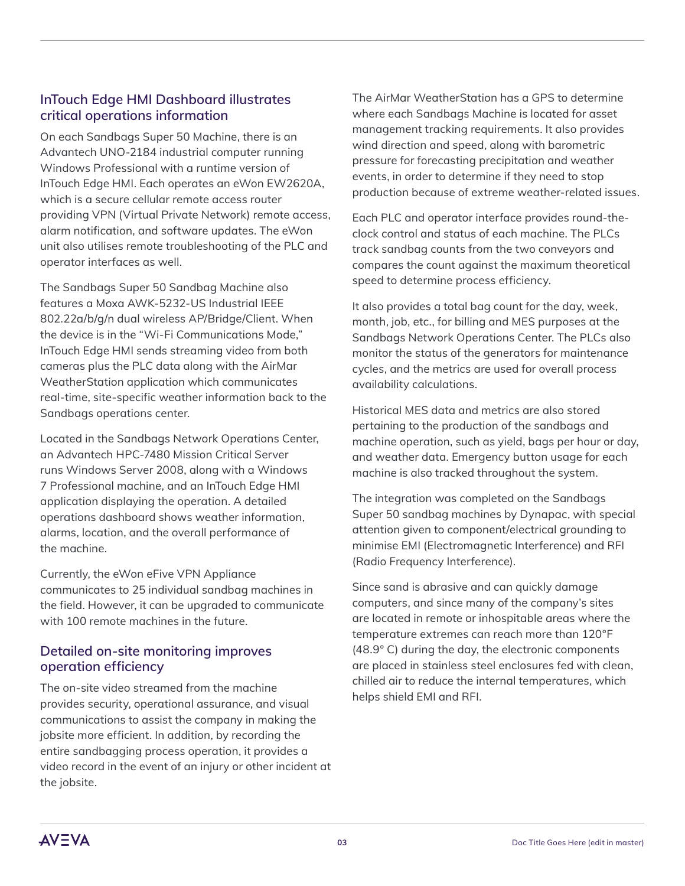## InTouch Edge HMI Dashboard illustrates critical operations information

On each Sandbags Super 50 Machine, there is an Advantech UNO-2184 industrial computer running Windows Professional with a runtime version of InTouch Edge HMI. Each operates an eWon EW2620A, which is a secure cellular remote access router providing VPN (Virtual Private Network) remote access, alarm notification, and software updates. The eWon unit also utilises remote troubleshooting of the PLC and operator interfaces as well.

The Sandbags Super 50 Sandbag Machine also features a Moxa AWK-5232-US Industrial IEEE 802.22a/b/g/n dual wireless AP/Bridge/Client. When the device is in the "Wi-Fi Communications Mode," InTouch Edge HMI sends streaming video from both cameras plus the PLC data along with the AirMar WeatherStation application which communicates real-time, site-specific weather information back to the Sandbags operations center.

Located in the Sandbags Network Operations Center, an Advantech HPC-7480 Mission Critical Server runs Windows Server 2008, along with a Windows 7 Professional machine, and an InTouch Edge HMI application displaying the operation. A detailed operations dashboard shows weather information, alarms, location, and the overall performance of the machine.

Currently, the eWon eFive VPN Appliance communicates to 25 individual sandbag machines in the field. However, it can be upgraded to communicate with 100 remote machines in the future.

## Detailed on-site monitoring improves operation efficiency

The on-site video streamed from the machine provides security, operational assurance, and visual communications to assist the company in making the jobsite more efficient. In addition, by recording the entire sandbagging process operation, it provides a video record in the event of an injury or other incident at the jobsite.

The AirMar WeatherStation has a GPS to determine where each Sandbags Machine is located for asset management tracking requirements. It also provides wind direction and speed, along with barometric pressure for forecasting precipitation and weather events, in order to determine if they need to stop production because of extreme weather-related issues.

Each PLC and operator interface provides round-the-clock control and status of each machine. The PLCs track sandbag counts from the two conveyors and compares the count against the maximum theoretical speed to determine process efficiency.

It also provides a total bag count for the day, week, month, job, etc., for billing and MES purposes at the Sandbags Network Operations Center. The PLCs also monitor the status of the generators for maintenance cycles, and the metrics are used for overall process availability calculations.

Historical MES data and metrics are also stored pertaining to the production of the sandbags and machine operation, such as yield, bags per hour or day, and weather data. Emergency button usage for each machine is also tracked throughout the system.

The integration was completed on the Sandbags Super 50 sandbag machines by Dynapac, with special attention given to component/electrical grounding to minimise EMI (Electromagnetic Interference) and RFI (Radio Frequency Interference).

Since sand is abrasive and can quickly damage computers, and since many of the company's sites are located in remote or inhospitable areas where the temperature extremes can reach more than 120°F (48.9° C) during the day, the electronic components are placed in stainless steel enclosures fed with clean, chilled air to reduce the internal temperatures, which helps shield EMI and RFI.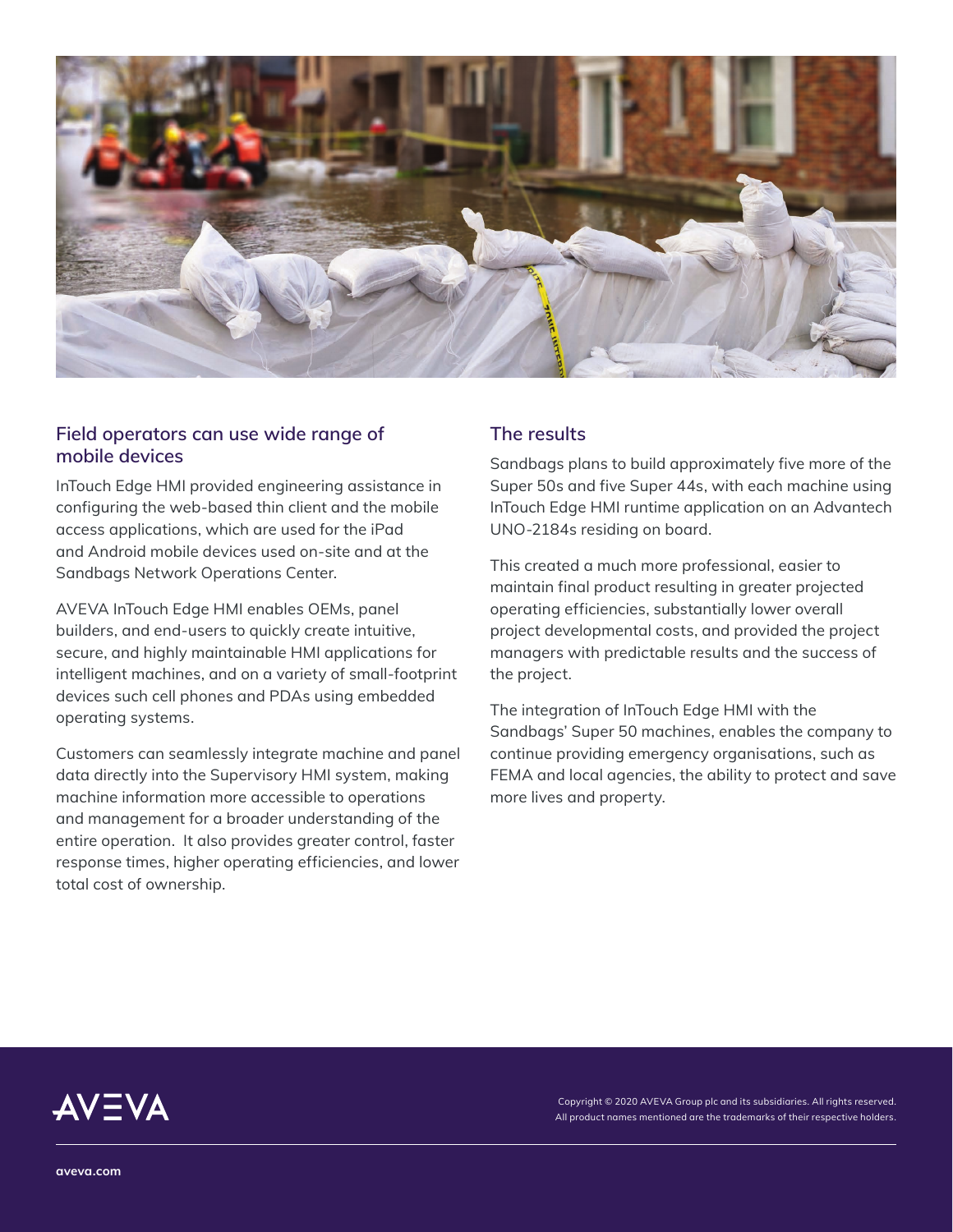## Field operators can use wide range of mobile devices

InTouch Edge HMI provided engineering assistance in configuring the web-based thin client and the mobile access applications, which are used for the iPad and Android mobile devices used on-site and at the Sandbags Network Operations Center.

AVEVA InTouch Edge HMI enables OEMs, panel builders, and end-users to quickly create intuitive, secure, and highly maintainable HMI applications for intelligent machines, and on a variety of small-footprint devices such cell phones and PDAs using embedded operating systems.

Customers can seamlessly integrate machine and panel data directly into the Supervisory HMI system, making machine information more accessible to operations and management for a broader understanding of the entire operation. It also provides greater control, faster response times, higher operating efficiencies, and lower total cost of ownership.

## The results

Sandbags plans to build approximately five more of the Super 50s and five Super 44s, with each machine using InTouch Edge HMI runtime application on an Advantech UNO-2184s residing on board.

This created a much more professional, easier to maintain final product resulting in greater projected operating efficiencies, substantially lower overall project developmental costs, and provided the project managers with predictable results and the success of the project.

The integration of InTouch Edge HMI with the Sandbags' Super 50 machines, enables the company to continue providing emergency organisations, such as FEMA and local agencies, the ability to protect and save more lives and property.

AVEVA

Copyright © 2020 AVEVA Group plc and its subsidiaries. All rights reserved.
All product names mentioned are the trademarks of their respective holders.

aveva.com